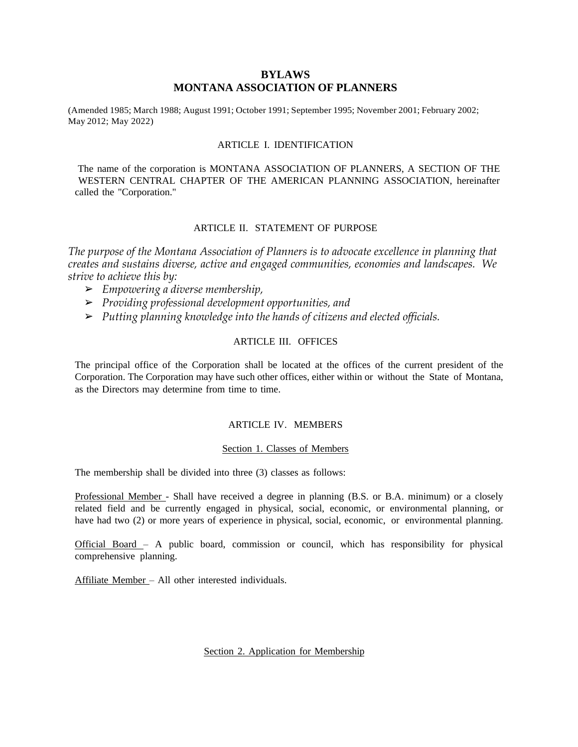# BYLAWS
# MONTANA ASSOCIATION OF PLANNERS

(Amended 1985; March 1988; August 1991; October 1991; September 1995; November 2001; February 2002; May 2012; May 2022)

## ARTICLE I. IDENTIFICATION

The name of the corporation is MONTANA ASSOCIATION OF PLANNERS, A SECTION OF THE WESTERN CENTRAL CHAPTER OF THE AMERICAN PLANNING ASSOCIATION, hereinafter called the "Corporation."

## ARTICLE II. STATEMENT OF PURPOSE

*The purpose of the Montana Association of Planners is to advocate excellence in planning that creates and sustains diverse, active and engaged communities, economies and landscapes. We strive to achieve this by:*

- *Empowering a diverse membership,*
- *Providing professional development opportunities, and*
- *Putting planning knowledge into the hands of citizens and elected officials.*

## ARTICLE III. OFFICES

The principal office of the Corporation shall be located at the offices of the current president of the Corporation. The Corporation may have such other offices, either within or without the State of Montana, as the Directors may determine from time to time.

## ARTICLE IV. MEMBERS

### Section 1. Classes of Members

The membership shall be divided into three (3) classes as follows:

Professional Member - Shall have received a degree in planning (B.S. or B.A. minimum) or a closely related field and be currently engaged in physical, social, economic, or environmental planning, or have had two (2) or more years of experience in physical, social, economic, or environmental planning.

Official Board – A public board, commission or council, which has responsibility for physical comprehensive planning.

Affiliate Member – All other interested individuals.

### Section 2. Application for Membership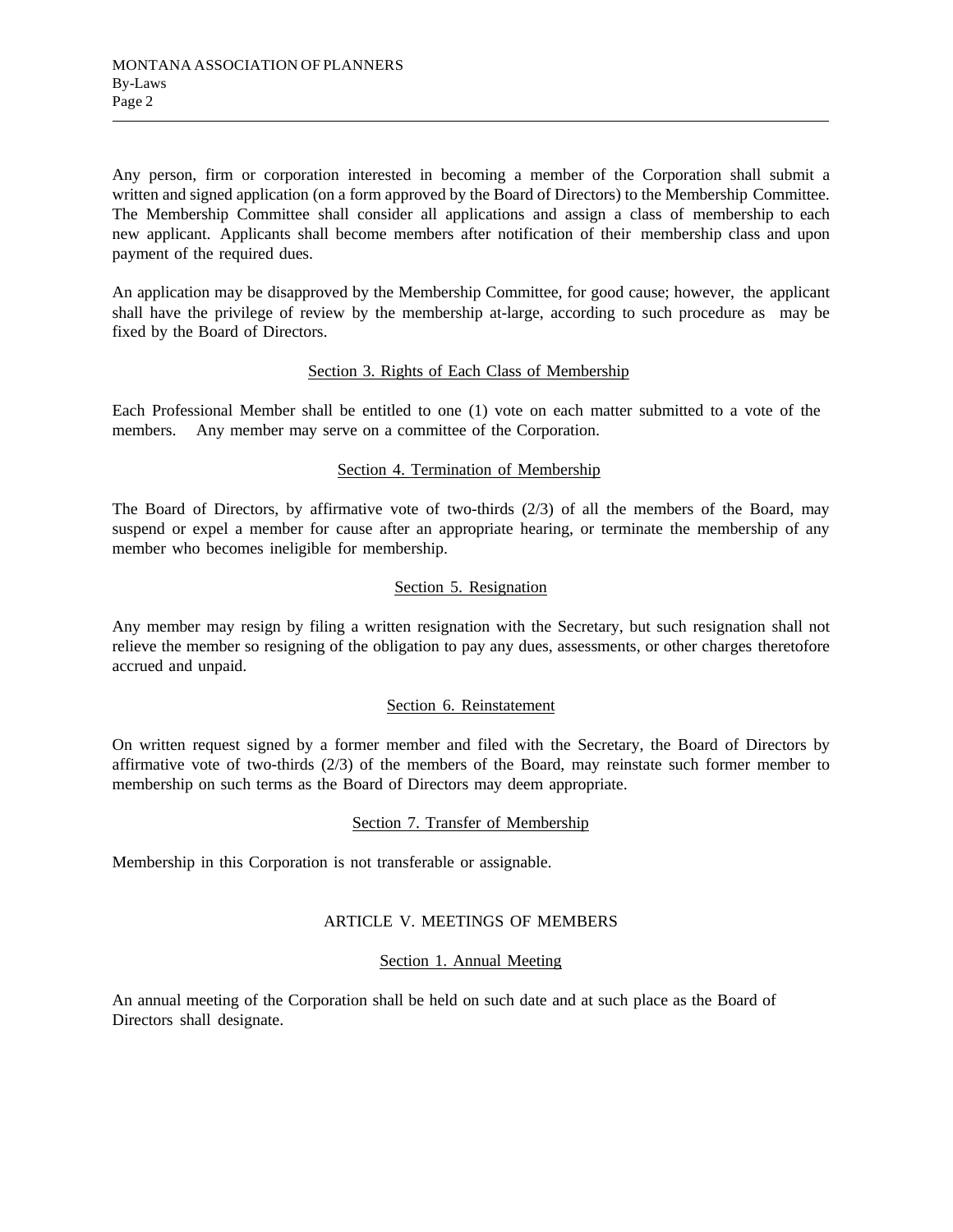Any person, firm or corporation interested in becoming a member of the Corporation shall submit a written and signed application (on a form approved by the Board of Directors) to the Membership Committee. The Membership Committee shall consider all applications and assign a class of membership to each new applicant. Applicants shall become members after notification of their membership class and upon payment of the required dues.

An application may be disapproved by the Membership Committee, for good cause; however, the applicant shall have the privilege of review by the membership at-large, according to such procedure as may be fixed by the Board of Directors.

### Section 3. Rights of Each Class of Membership

Each Professional Member shall be entitled to one (1) vote on each matter submitted to a vote of the members. Any member may serve on a committee of the Corporation.

### Section 4. Termination of Membership

The Board of Directors, by affirmative vote of two-thirds (2/3) of all the members of the Board, may suspend or expel a member for cause after an appropriate hearing, or terminate the membership of any member who becomes ineligible for membership.

### Section 5. Resignation

Any member may resign by filing a written resignation with the Secretary, but such resignation shall not relieve the member so resigning of the obligation to pay any dues, assessments, or other charges theretofore accrued and unpaid.

### Section 6. Reinstatement

On written request signed by a former member and filed with the Secretary, the Board of Directors by affirmative vote of two-thirds (2/3) of the members of the Board, may reinstate such former member to membership on such terms as the Board of Directors may deem appropriate.

### Section 7. Transfer of Membership

Membership in this Corporation is not transferable or assignable.

## ARTICLE V. MEETINGS OF MEMBERS

### Section 1. Annual Meeting

An annual meeting of the Corporation shall be held on such date and at such place as the Board of Directors shall designate.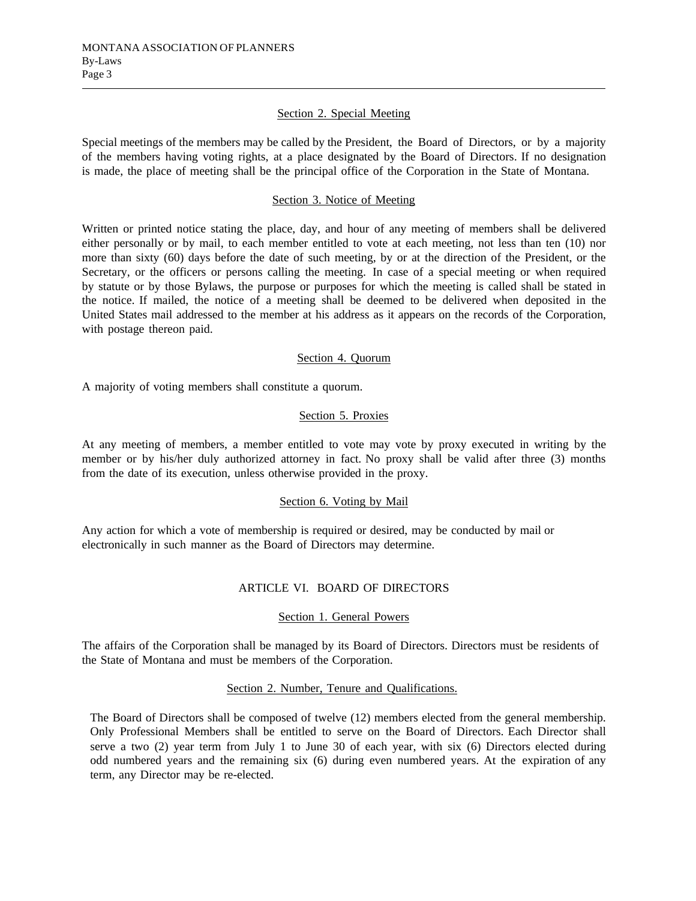Section 2. Special Meeting

Special meetings of the members may be called by the President, the Board of Directors, or by a majority of the members having voting rights, at a place designated by the Board of Directors. If no designation is made, the place of meeting shall be the principal office of the Corporation in the State of Montana.

Section 3. Notice of Meeting

Written or printed notice stating the place, day, and hour of any meeting of members shall be delivered either personally or by mail, to each member entitled to vote at each meeting, not less than ten (10) nor more than sixty (60) days before the date of such meeting, by or at the direction of the President, or the Secretary, or the officers or persons calling the meeting. In case of a special meeting or when required by statute or by those Bylaws, the purpose or purposes for which the meeting is called shall be stated in the notice. If mailed, the notice of a meeting shall be deemed to be delivered when deposited in the United States mail addressed to the member at his address as it appears on the records of the Corporation, with postage thereon paid.

Section 4. Quorum

A majority of voting members shall constitute a quorum.

Section 5. Proxies

At any meeting of members, a member entitled to vote may vote by proxy executed in writing by the member or by his/her duly authorized attorney in fact. No proxy shall be valid after three (3) months from the date of its execution, unless otherwise provided in the proxy.

Section 6. Voting by Mail

Any action for which a vote of membership is required or desired, may be conducted by mail or electronically in such manner as the Board of Directors may determine.

## ARTICLE VI. BOARD OF DIRECTORS

Section 1. General Powers

The affairs of the Corporation shall be managed by its Board of Directors. Directors must be residents of the State of Montana and must be members of the Corporation.

Section 2. Number, Tenure and Qualifications.

The Board of Directors shall be composed of twelve (12) members elected from the general membership. Only Professional Members shall be entitled to serve on the Board of Directors. Each Director shall serve a two (2) year term from July 1 to June 30 of each year, with six (6) Directors elected during odd numbered years and the remaining six (6) during even numbered years. At the expiration of any term, any Director may be re-elected.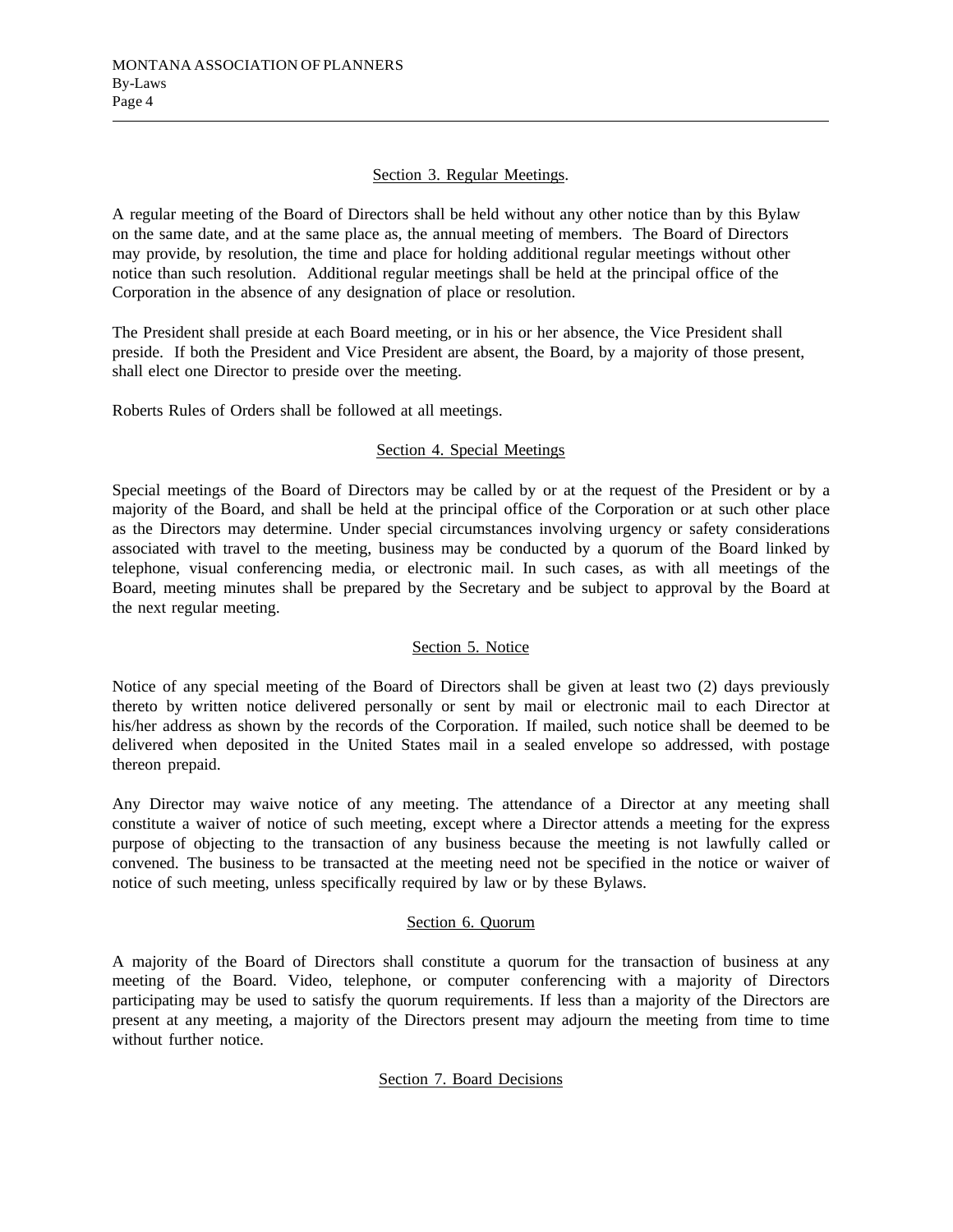### Section 3. Regular Meetings.

A regular meeting of the Board of Directors shall be held without any other notice than by this Bylaw on the same date, and at the same place as, the annual meeting of members. The Board of Directors may provide, by resolution, the time and place for holding additional regular meetings without other notice than such resolution. Additional regular meetings shall be held at the principal office of the Corporation in the absence of any designation of place or resolution.

The President shall preside at each Board meeting, or in his or her absence, the Vice President shall preside. If both the President and Vice President are absent, the Board, by a majority of those present, shall elect one Director to preside over the meeting.

Roberts Rules of Orders shall be followed at all meetings.

### Section 4. Special Meetings

Special meetings of the Board of Directors may be called by or at the request of the President or by a majority of the Board, and shall be held at the principal office of the Corporation or at such other place as the Directors may determine. Under special circumstances involving urgency or safety considerations associated with travel to the meeting, business may be conducted by a quorum of the Board linked by telephone, visual conferencing media, or electronic mail. In such cases, as with all meetings of the Board, meeting minutes shall be prepared by the Secretary and be subject to approval by the Board at the next regular meeting.

### Section 5. Notice

Notice of any special meeting of the Board of Directors shall be given at least two (2) days previously thereto by written notice delivered personally or sent by mail or electronic mail to each Director at his/her address as shown by the records of the Corporation. If mailed, such notice shall be deemed to be delivered when deposited in the United States mail in a sealed envelope so addressed, with postage thereon prepaid.

Any Director may waive notice of any meeting. The attendance of a Director at any meeting shall constitute a waiver of notice of such meeting, except where a Director attends a meeting for the express purpose of objecting to the transaction of any business because the meeting is not lawfully called or convened. The business to be transacted at the meeting need not be specified in the notice or waiver of notice of such meeting, unless specifically required by law or by these Bylaws.

### Section 6. Quorum

A majority of the Board of Directors shall constitute a quorum for the transaction of business at any meeting of the Board. Video, telephone, or computer conferencing with a majority of Directors participating may be used to satisfy the quorum requirements. If less than a majority of the Directors are present at any meeting, a majority of the Directors present may adjourn the meeting from time to time without further notice.

### Section 7. Board Decisions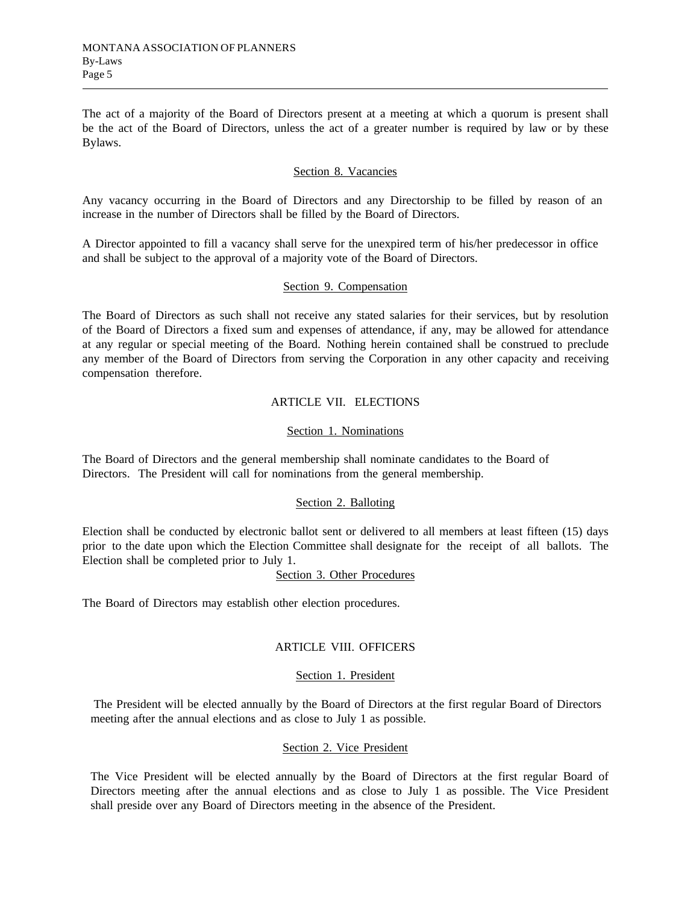The act of a majority of the Board of Directors present at a meeting at which a quorum is present shall be the act of the Board of Directors, unless the act of a greater number is required by law or by these Bylaws.

### Section 8. Vacancies

Any vacancy occurring in the Board of Directors and any Directorship to be filled by reason of an increase in the number of Directors shall be filled by the Board of Directors.

A Director appointed to fill a vacancy shall serve for the unexpired term of his/her predecessor in office and shall be subject to the approval of a majority vote of the Board of Directors.

### Section 9. Compensation

The Board of Directors as such shall not receive any stated salaries for their services, but by resolution of the Board of Directors a fixed sum and expenses of attendance, if any, may be allowed for attendance at any regular or special meeting of the Board. Nothing herein contained shall be construed to preclude any member of the Board of Directors from serving the Corporation in any other capacity and receiving compensation therefore.

## ARTICLE VII. ELECTIONS

### Section 1. Nominations

The Board of Directors and the general membership shall nominate candidates to the Board of Directors. The President will call for nominations from the general membership.

### Section 2. Balloting

Election shall be conducted by electronic ballot sent or delivered to all members at least fifteen (15) days prior to the date upon which the Election Committee shall designate for the receipt of all ballots. The Election shall be completed prior to July 1.

### Section 3. Other Procedures

The Board of Directors may establish other election procedures.

## ARTICLE VIII. OFFICERS

### Section 1. President

The President will be elected annually by the Board of Directors at the first regular Board of Directors meeting after the annual elections and as close to July 1 as possible.

### Section 2. Vice President

The Vice President will be elected annually by the Board of Directors at the first regular Board of Directors meeting after the annual elections and as close to July 1 as possible. The Vice President shall preside over any Board of Directors meeting in the absence of the President.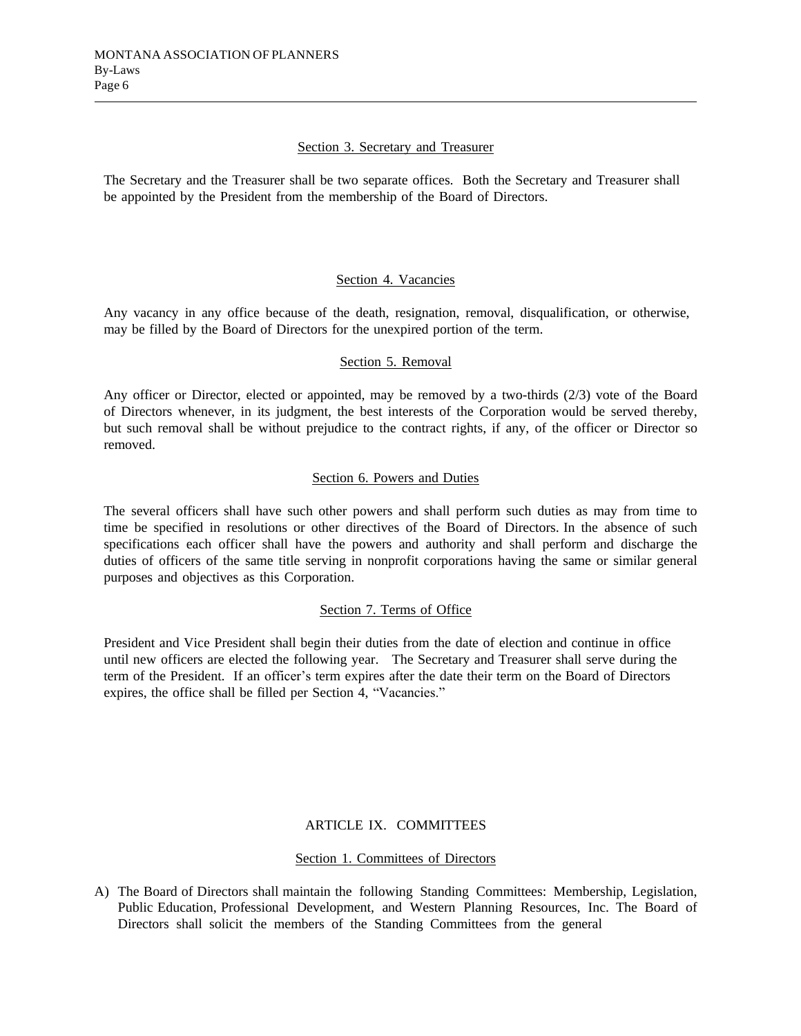### Section 3. Secretary and Treasurer

The Secretary and the Treasurer shall be two separate offices. Both the Secretary and Treasurer shall be appointed by the President from the membership of the Board of Directors.

### Section 4. Vacancies

Any vacancy in any office because of the death, resignation, removal, disqualification, or otherwise, may be filled by the Board of Directors for the unexpired portion of the term.

### Section 5. Removal

Any officer or Director, elected or appointed, may be removed by a two-thirds (2/3) vote of the Board of Directors whenever, in its judgment, the best interests of the Corporation would be served thereby, but such removal shall be without prejudice to the contract rights, if any, of the officer or Director so removed.

### Section 6. Powers and Duties

The several officers shall have such other powers and shall perform such duties as may from time to time be specified in resolutions or other directives of the Board of Directors. In the absence of such specifications each officer shall have the powers and authority and shall perform and discharge the duties of officers of the same title serving in nonprofit corporations having the same or similar general purposes and objectives as this Corporation.

### Section 7. Terms of Office

President and Vice President shall begin their duties from the date of election and continue in office until new officers are elected the following year. The Secretary and Treasurer shall serve during the term of the President. If an officer's term expires after the date their term on the Board of Directors expires, the office shall be filled per Section 4, "Vacancies."

## ARTICLE IX. COMMITTEES

### Section 1. Committees of Directors

A) The Board of Directors shall maintain the following Standing Committees: Membership, Legislation, Public Education, Professional Development, and Western Planning Resources, Inc. The Board of Directors shall solicit the members of the Standing Committees from the general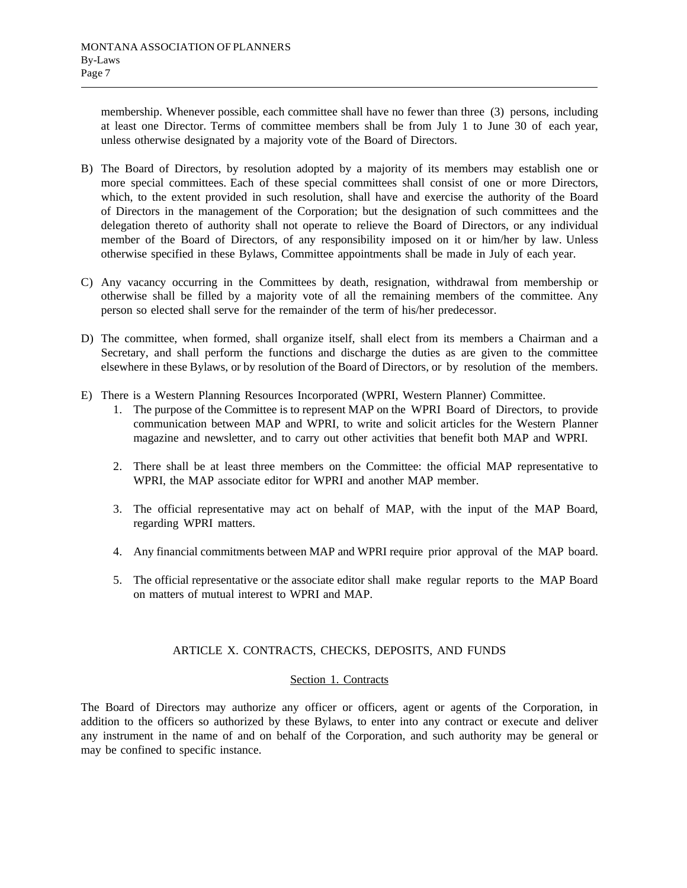membership. Whenever possible, each committee shall have no fewer than three (3) persons, including at least one Director. Terms of committee members shall be from July 1 to June 30 of each year, unless otherwise designated by a majority vote of the Board of Directors.

B) The Board of Directors, by resolution adopted by a majority of its members may establish one or more special committees. Each of these special committees shall consist of one or more Directors, which, to the extent provided in such resolution, shall have and exercise the authority of the Board of Directors in the management of the Corporation; but the designation of such committees and the delegation thereto of authority shall not operate to relieve the Board of Directors, or any individual member of the Board of Directors, of any responsibility imposed on it or him/her by law. Unless otherwise specified in these Bylaws, Committee appointments shall be made in July of each year.

C) Any vacancy occurring in the Committees by death, resignation, withdrawal from membership or otherwise shall be filled by a majority vote of all the remaining members of the committee. Any person so elected shall serve for the remainder of the term of his/her predecessor.

D) The committee, when formed, shall organize itself, shall elect from its members a Chairman and a Secretary, and shall perform the functions and discharge the duties as are given to the committee elsewhere in these Bylaws, or by resolution of the Board of Directors, or by resolution of the members.

E) There is a Western Planning Resources Incorporated (WPRI, Western Planner) Committee.
   1. The purpose of the Committee is to represent MAP on the WPRI Board of Directors, to provide communication between MAP and WPRI, to write and solicit articles for the Western Planner magazine and newsletter, and to carry out other activities that benefit both MAP and WPRI.

   2. There shall be at least three members on the Committee: the official MAP representative to WPRI, the MAP associate editor for WPRI and another MAP member.

   3. The official representative may act on behalf of MAP, with the input of the MAP Board, regarding WPRI matters.

   4. Any financial commitments between MAP and WPRI require prior approval of the MAP board.

   5. The official representative or the associate editor shall make regular reports to the MAP Board on matters of mutual interest to WPRI and MAP.

## ARTICLE X. CONTRACTS, CHECKS, DEPOSITS, AND FUNDS

### Section 1. Contracts

The Board of Directors may authorize any officer or officers, agent or agents of the Corporation, in addition to the officers so authorized by these Bylaws, to enter into any contract or execute and deliver any instrument in the name of and on behalf of the Corporation, and such authority may be general or may be confined to specific instance.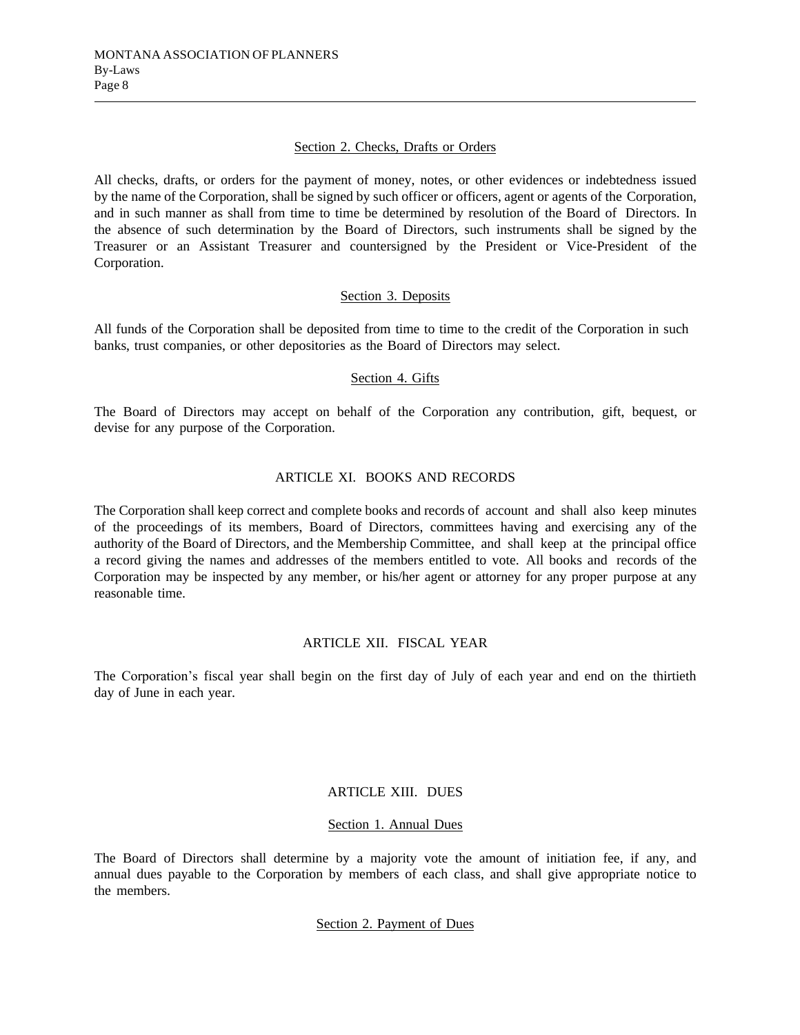Section 2. Checks, Drafts or Orders

All checks, drafts, or orders for the payment of money, notes, or other evidences or indebtedness issued by the name of the Corporation, shall be signed by such officer or officers, agent or agents of the Corporation, and in such manner as shall from time to time be determined by resolution of the Board of Directors. In the absence of such determination by the Board of Directors, such instruments shall be signed by the Treasurer or an Assistant Treasurer and countersigned by the President or Vice-President of the Corporation.

Section 3. Deposits

All funds of the Corporation shall be deposited from time to time to the credit of the Corporation in such banks, trust companies, or other depositories as the Board of Directors may select.

Section 4. Gifts

The Board of Directors may accept on behalf of the Corporation any contribution, gift, bequest, or devise for any purpose of the Corporation.

## ARTICLE XI. BOOKS AND RECORDS

The Corporation shall keep correct and complete books and records of account and shall also keep minutes of the proceedings of its members, Board of Directors, committees having and exercising any of the authority of the Board of Directors, and the Membership Committee, and shall keep at the principal office a record giving the names and addresses of the members entitled to vote. All books and records of the Corporation may be inspected by any member, or his/her agent or attorney for any proper purpose at any reasonable time.

## ARTICLE XII. FISCAL YEAR

The Corporation's fiscal year shall begin on the first day of July of each year and end on the thirtieth day of June in each year.

## ARTICLE XIII. DUES

Section 1. Annual Dues

The Board of Directors shall determine by a majority vote the amount of initiation fee, if any, and annual dues payable to the Corporation by members of each class, and shall give appropriate notice to the members.

Section 2. Payment of Dues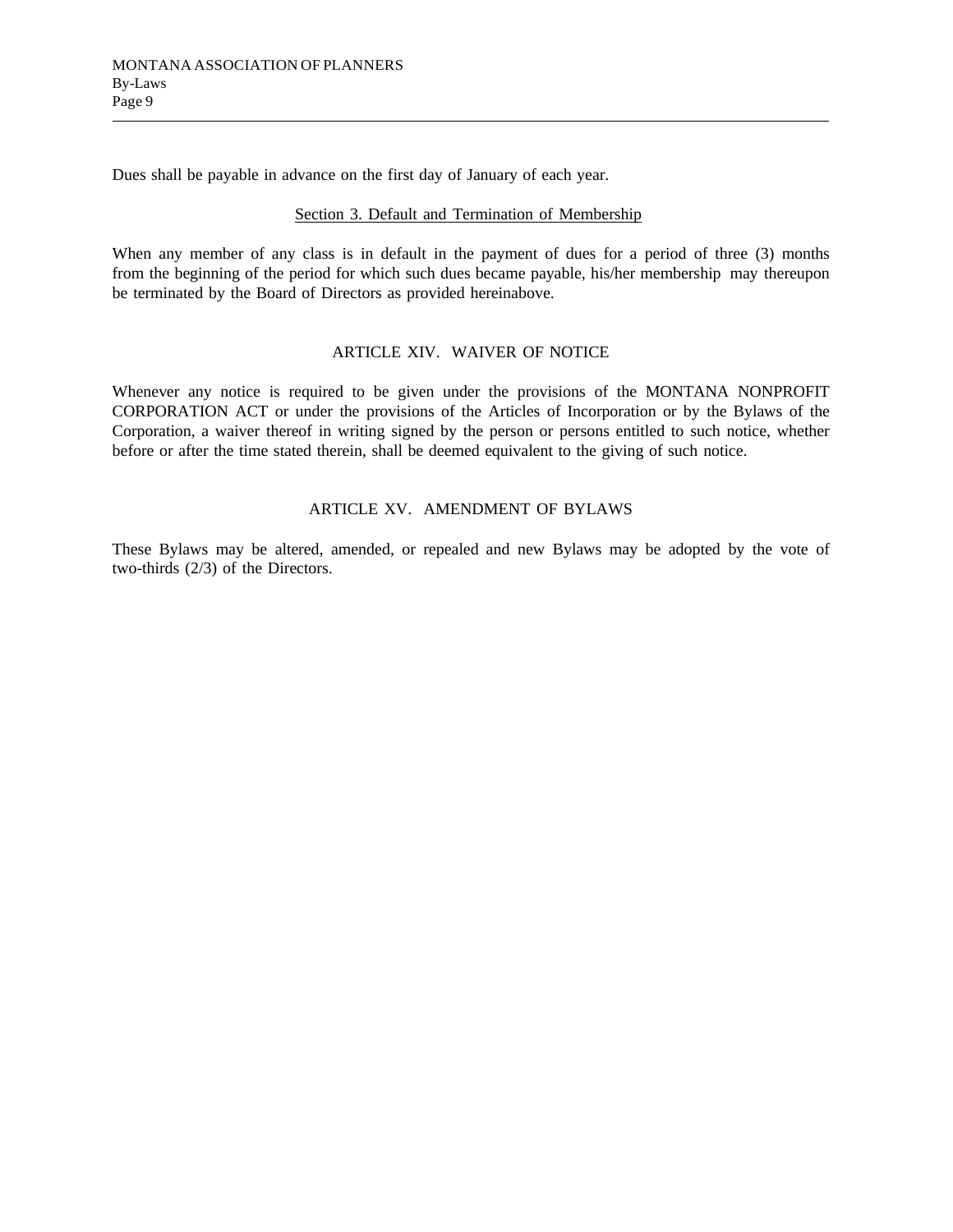Dues shall be payable in advance on the first day of January of each year.

Section 3. Default and Termination of Membership

When any member of any class is in default in the payment of dues for a period of three (3) months from the beginning of the period for which such dues became payable, his/her membership may thereupon be terminated by the Board of Directors as provided hereinabove.

## ARTICLE XIV. WAIVER OF NOTICE

Whenever any notice is required to be given under the provisions of the MONTANA NONPROFIT CORPORATION ACT or under the provisions of the Articles of Incorporation or by the Bylaws of the Corporation, a waiver thereof in writing signed by the person or persons entitled to such notice, whether before or after the time stated therein, shall be deemed equivalent to the giving of such notice.

## ARTICLE XV. AMENDMENT OF BYLAWS

These Bylaws may be altered, amended, or repealed and new Bylaws may be adopted by the vote of two-thirds (2/3) of the Directors.